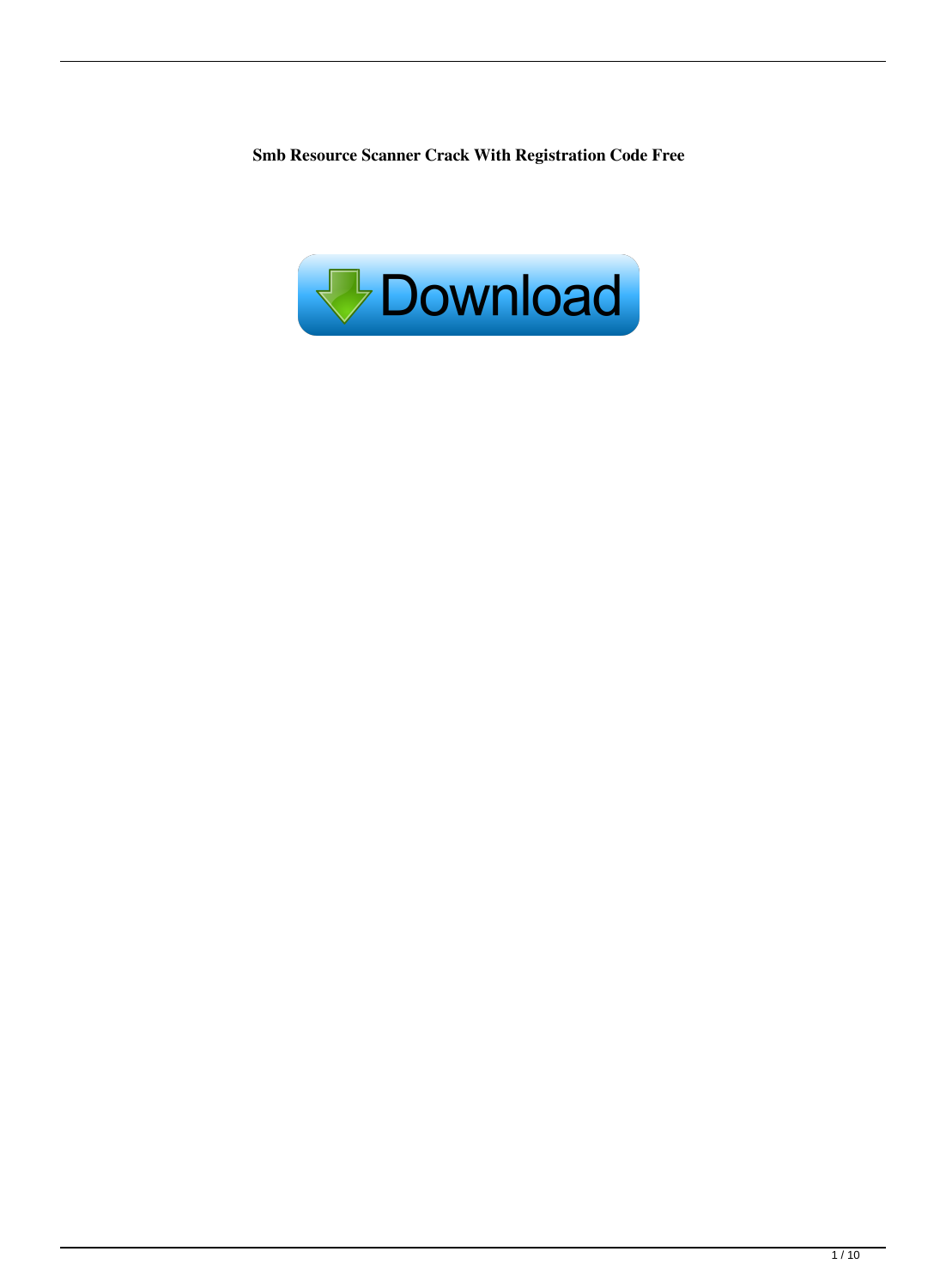**Smb Resource Scanner Crack With Registration Code Free**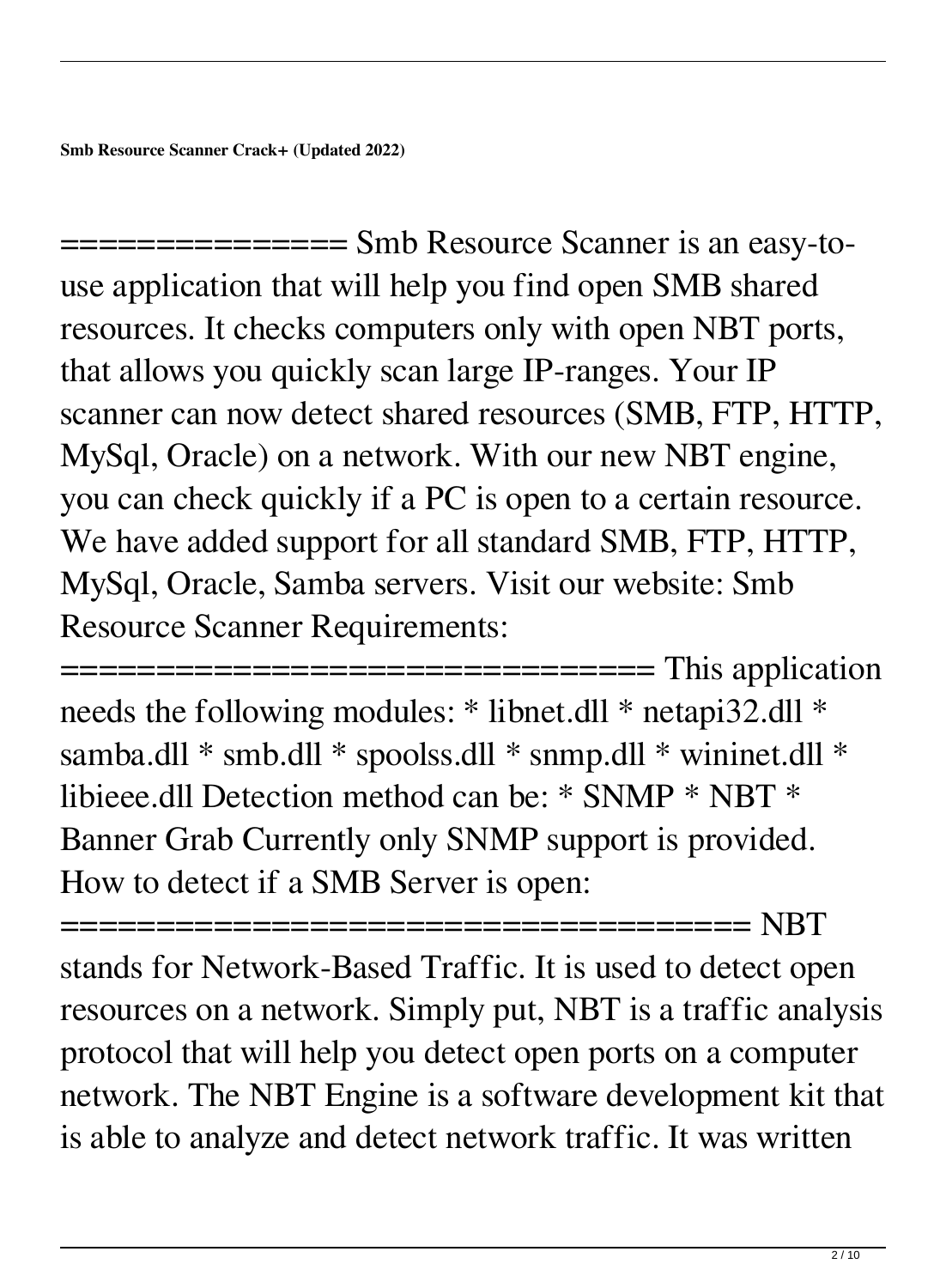**Smb Resource Scanner Crack+ (Updated 2022)**

=============== Smb Resource Scanner is an easy-to-use application that will help you find open SMB shared resources. It checks computers only with open NBT ports, that allows you quickly scan large IP-ranges. Your IP scanner can now detect shared resources (SMB, FTP, HTTP, MySql, Oracle) on a network. With our new NBT engine, you can check quickly if a PC is open to a certain resource. We have added support for all standard SMB, FTP, HTTP, MySql, Oracle, Samba servers. Visit our website: Smb Resource Scanner Requirements: ================================ This application needs the following modules: * libnet.dll * netapi32.dll * samba.dll * smb.dll * spoolss.dll * snmp.dll * wininet.dll * libieee.dll Detection method can be: * SNMP * NBT * Banner Grab Currently only SNMP support is provided. How to detect if a SMB Server is open: ==================================== NBT stands for Network-Based Traffic. It is used to detect open resources on a network. Simply put, NBT is a traffic analysis protocol that will help you detect open ports on a computer network. The NBT Engine is a software development kit that is able to analyze and detect network traffic. It was written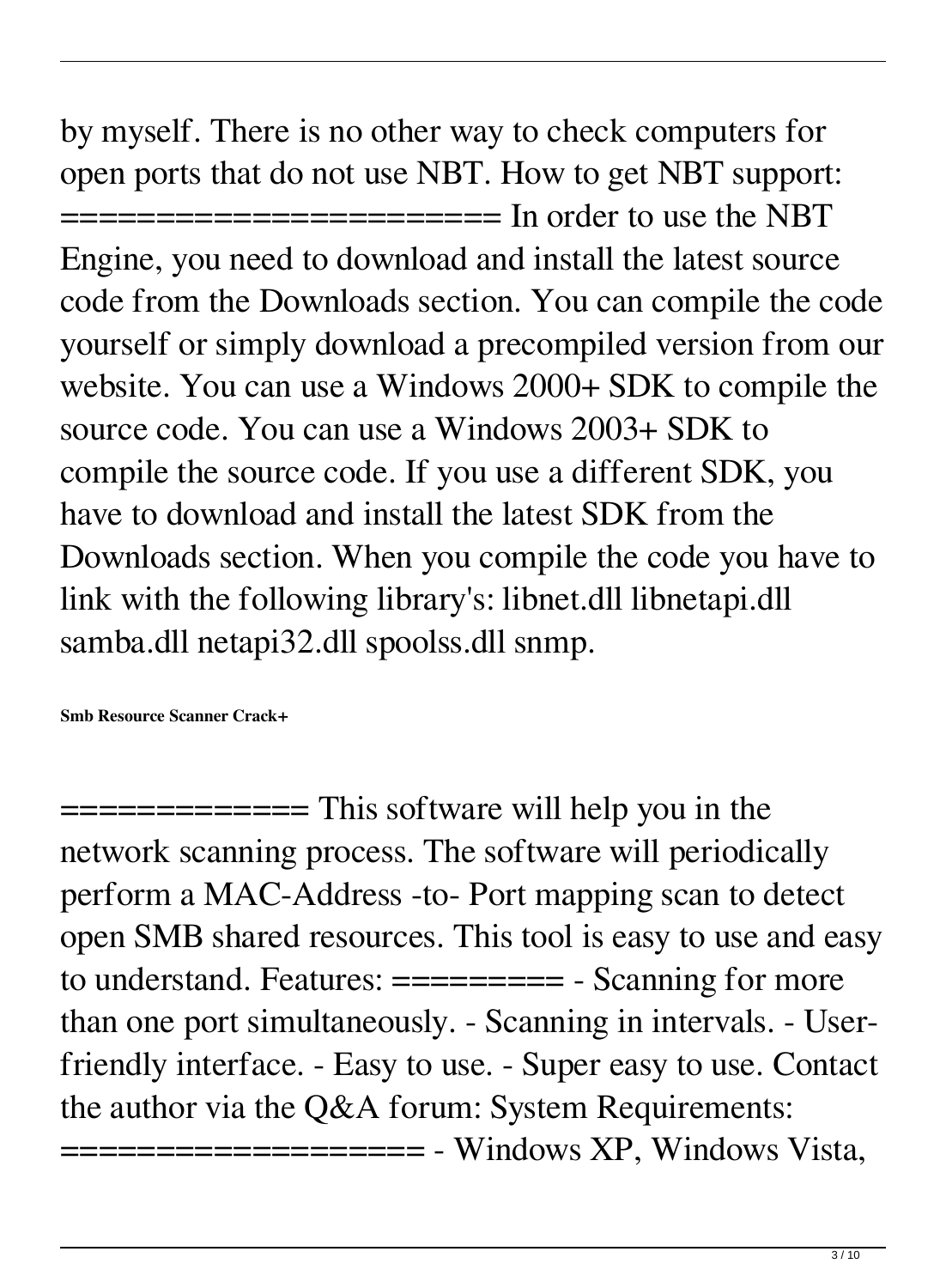by myself. There is no other way to check computers for open ports that do not use NBT. How to get NBT support: ======================= In order to use the NBT Engine, you need to download and install the latest source code from the Downloads section. You can compile the code yourself or simply download a precompiled version from our website. You can use a Windows 2000+ SDK to compile the source code. You can use a Windows 2003+ SDK to compile the source code. If you use a different SDK, you have to download and install the latest SDK from the Downloads section. When you compile the code you have to link with the following library's: libnet.dll libnetapi.dll samba.dll netapi32.dll spoolss.dll snmp.

**Smb Resource Scanner Crack+**

============= This software will help you in the network scanning process. The software will periodically perform a MAC-Address -to- Port mapping scan to detect open SMB shared resources. This tool is easy to use and easy to understand. Features: ========= - Scanning for more than one port simultaneously. - Scanning in intervals. - User-friendly interface. - Easy to use. - Super easy to use. Contact the author via the Q&A forum: System Requirements: =================== - Windows XP, Windows Vista,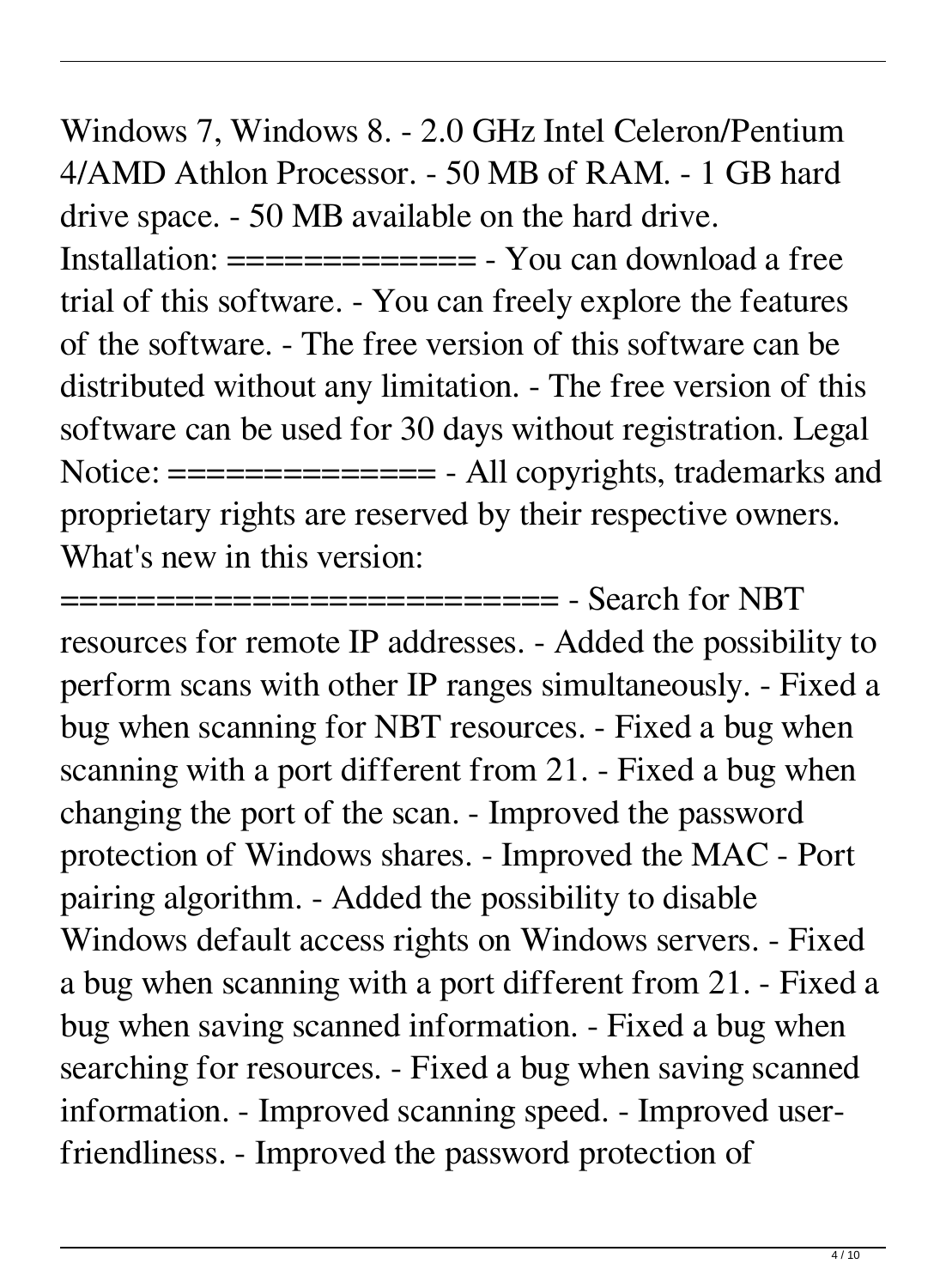Windows 7, Windows 8. - 2.0 GHz Intel Celeron/Pentium 4/AMD Athlon Processor. - 50 MB of RAM. - 1 GB hard drive space. - 50 MB available on the hard drive. Installation: ============= - You can download a free trial of this software. - You can freely explore the features of the software. - The free version of this software can be distributed without any limitation. - The free version of this software can be used for 30 days without registration. Legal Notice: ============== - All copyrights, trademarks and proprietary rights are reserved by their respective owners. What's new in this version: ========================== - Search for NBT resources for remote IP addresses. - Added the possibility to perform scans with other IP ranges simultaneously. - Fixed a bug when scanning for NBT resources. - Fixed a bug when scanning with a port different from 21. - Fixed a bug when changing the port of the scan. - Improved the password protection of Windows shares. - Improved the MAC - Port pairing algorithm. - Added the possibility to disable Windows default access rights on Windows servers. - Fixed a bug when scanning with a port different from 21. - Fixed a bug when saving scanned information. - Fixed a bug when searching for resources. - Fixed a bug when saving scanned information. - Improved scanning speed. - Improved user-friendliness. - Improved the password protection of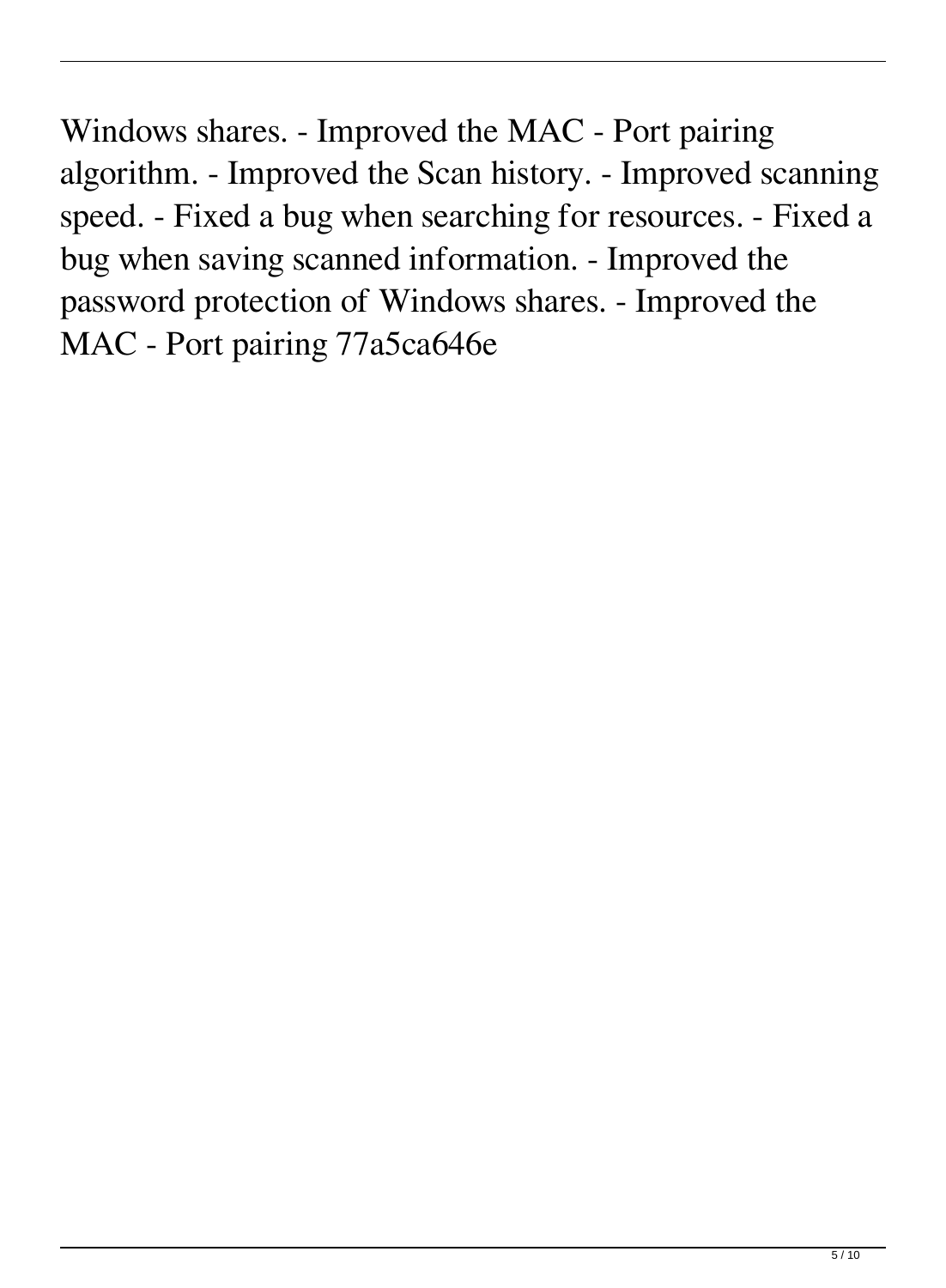Windows shares. - Improved the MAC - Port pairing algorithm. - Improved the Scan history. - Improved scanning speed. - Fixed a bug when searching for resources. - Fixed a bug when saving scanned information. - Improved the password protection of Windows shares. - Improved the MAC - Port pairing 77a5ca646e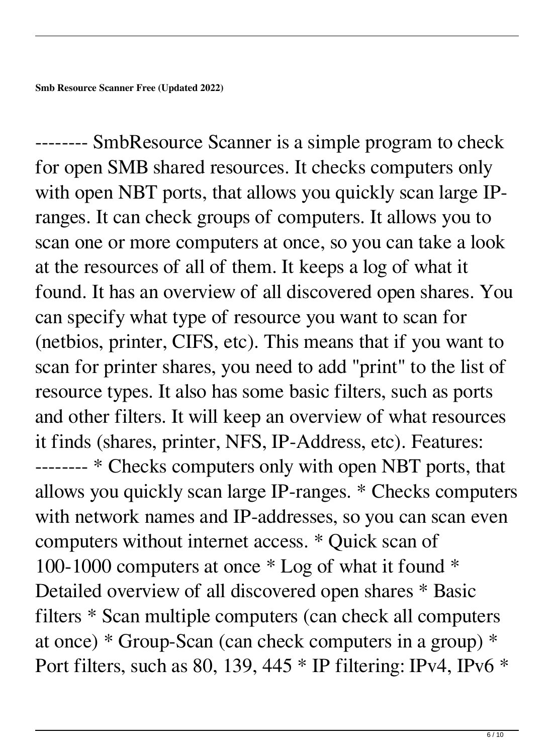**Smb Resource Scanner Free (Updated 2022)**

-------- SmbResource Scanner is a simple program to check for open SMB shared resources. It checks computers only with open NBT ports, that allows you quickly scan large IP-ranges. It can check groups of computers. It allows you to scan one or more computers at once, so you can take a look at the resources of all of them. It keeps a log of what it found. It has an overview of all discovered open shares. You can specify what type of resource you want to scan for (netbios, printer, CIFS, etc). This means that if you want to scan for printer shares, you need to add "print" to the list of resource types. It also has some basic filters, such as ports and other filters. It will keep an overview of what resources it finds (shares, printer, NFS, IP-Address, etc). Features: -------- * Checks computers only with open NBT ports, that allows you quickly scan large IP-ranges. * Checks computers with network names and IP-addresses, so you can scan even computers without internet access. * Quick scan of 100-1000 computers at once * Log of what it found * Detailed overview of all discovered open shares * Basic filters * Scan multiple computers (can check all computers at once) * Group-Scan (can check computers in a group) * Port filters, such as 80, 139, 445 * IP filtering: IPv4, IPv6 *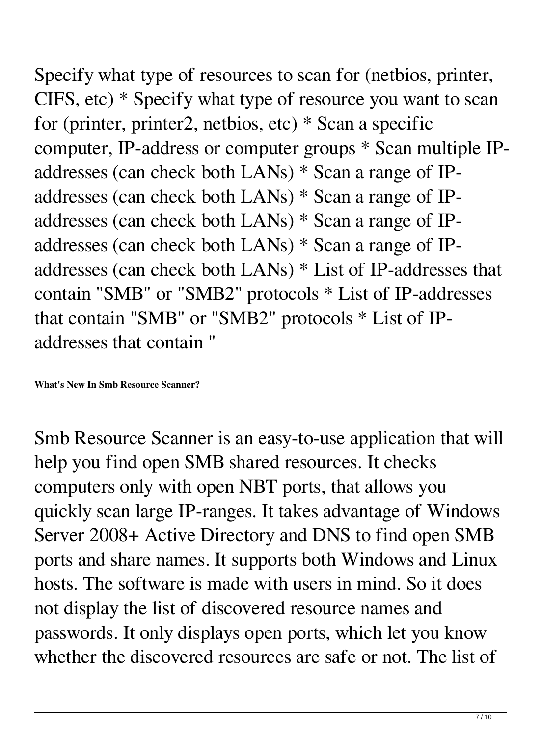Specify what type of resources to scan for (netbios, printer, CIFS, etc) * Specify what type of resource you want to scan for (printer, printer2, netbios, etc) * Scan a specific computer, IP-address or computer groups * Scan multiple IP-addresses (can check both LANs) * Scan a range of IP-addresses (can check both LANs) * Scan a range of IP-addresses (can check both LANs) * Scan a range of IP-addresses (can check both LANs) * Scan a range of IP-addresses (can check both LANs) * List of IP-addresses that contain "SMB" or "SMB2" protocols * List of IP-addresses that contain "SMB" or "SMB2" protocols * List of IP-addresses that contain "

**What's New In Smb Resource Scanner?**

Smb Resource Scanner is an easy-to-use application that will help you find open SMB shared resources. It checks computers only with open NBT ports, that allows you quickly scan large IP-ranges. It takes advantage of Windows Server 2008+ Active Directory and DNS to find open SMB ports and share names. It supports both Windows and Linux hosts. The software is made with users in mind. So it does not display the list of discovered resource names and passwords. It only displays open ports, which let you know whether the discovered resources are safe or not. The list of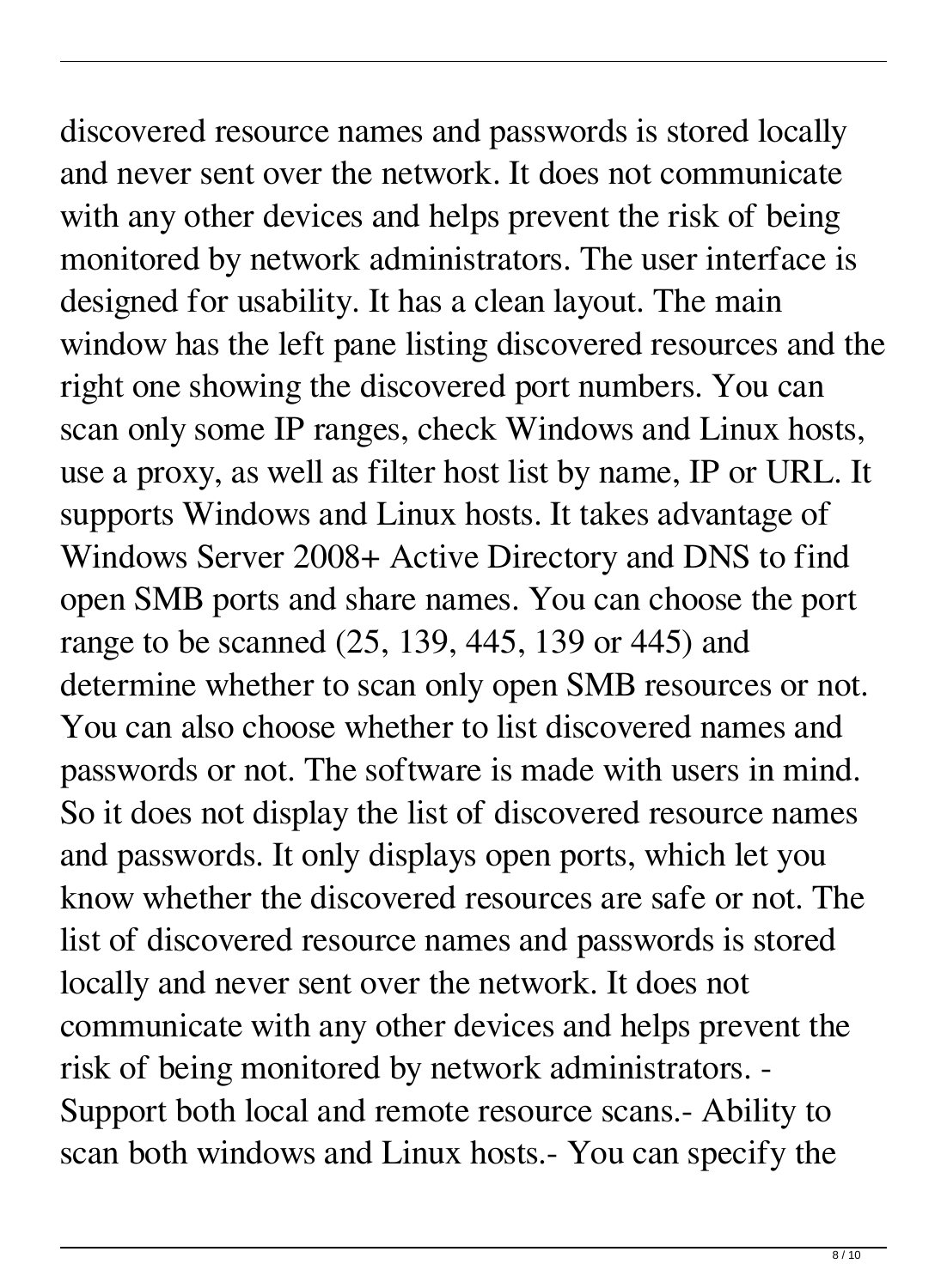discovered resource names and passwords is stored locally and never sent over the network. It does not communicate with any other devices and helps prevent the risk of being monitored by network administrators. The user interface is designed for usability. It has a clean layout. The main window has the left pane listing discovered resources and the right one showing the discovered port numbers. You can scan only some IP ranges, check Windows and Linux hosts, use a proxy, as well as filter host list by name, IP or URL. It supports Windows and Linux hosts. It takes advantage of Windows Server 2008+ Active Directory and DNS to find open SMB ports and share names. You can choose the port range to be scanned (25, 139, 445, 139 or 445) and determine whether to scan only open SMB resources or not. You can also choose whether to list discovered names and passwords or not. The software is made with users in mind. So it does not display the list of discovered resource names and passwords. It only displays open ports, which let you know whether the discovered resources are safe or not. The list of discovered resource names and passwords is stored locally and never sent over the network. It does not communicate with any other devices and helps prevent the risk of being monitored by network administrators. - Support both local and remote resource scans.- Ability to scan both windows and Linux hosts.- You can specify the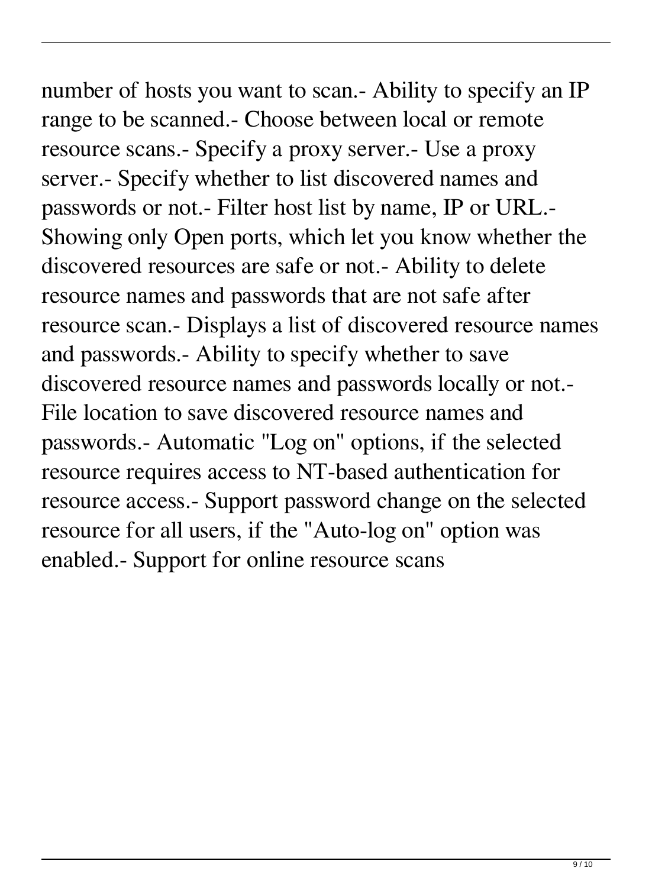number of hosts you want to scan.- Ability to specify an IP range to be scanned.- Choose between local or remote resource scans.- Specify a proxy server.- Use a proxy server.- Specify whether to list discovered names and passwords or not.- Filter host list by name, IP or URL.- Showing only Open ports, which let you know whether the discovered resources are safe or not.- Ability to delete resource names and passwords that are not safe after resource scan.- Displays a list of discovered resource names and passwords.- Ability to specify whether to save discovered resource names and passwords locally or not.- File location to save discovered resource names and passwords.- Automatic "Log on" options, if the selected resource requires access to NT-based authentication for resource access.- Support password change on the selected resource for all users, if the "Auto-log on" option was enabled.- Support for online resource scans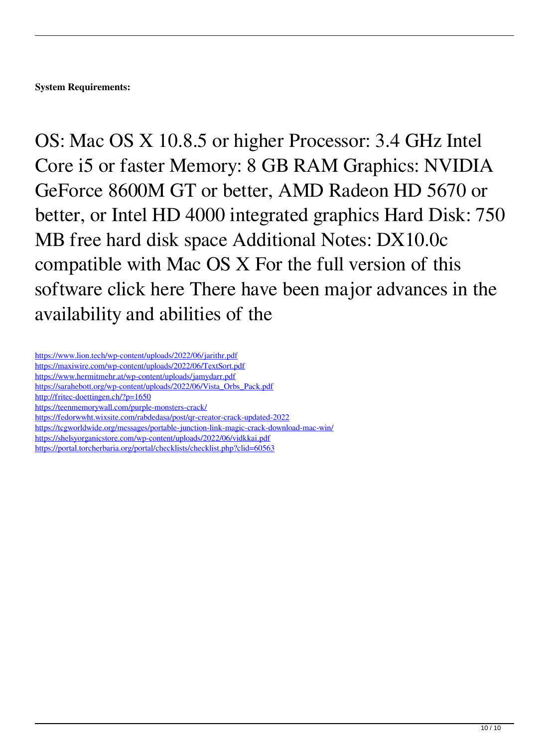**System Requirements:**

OS: Mac OS X 10.8.5 or higher Processor: 3.4 GHz Intel Core i5 or faster Memory: 8 GB RAM Graphics: NVIDIA GeForce 8600M GT or better, AMD Radeon HD 5670 or better, or Intel HD 4000 integrated graphics Hard Disk: 750 MB free hard disk space Additional Notes: DX10.0c compatible with Mac OS X For the full version of this software click here There have been major advances in the availability and abilities of the

https://www.lion.tech/wp-content/uploads/2022/06/jarithr.pdf
https://maxiwire.com/wp-content/uploads/2022/06/TextSort.pdf
https://www.hermitmehr.at/wp-content/uploads/jamydarr.pdf
https://sarahebott.org/wp-content/uploads/2022/06/Vista_Orbs_Pack.pdf
http://fritec-doettingen.ch/?p=1650
https://teenmemorywall.com/purple-monsters-crack/
https://fedorwwht.wixsite.com/rabdedasa/post/qr-creator-crack-updated-2022
https://tcgworldwide.org/messages/portable-junction-link-magic-crack-download-mac-win/
https://shelsyorganicstore.com/wp-content/uploads/2022/06/vidkkai.pdf
https://portal.torcherbaria.org/portal/checklists/checklist.php?clid=60563